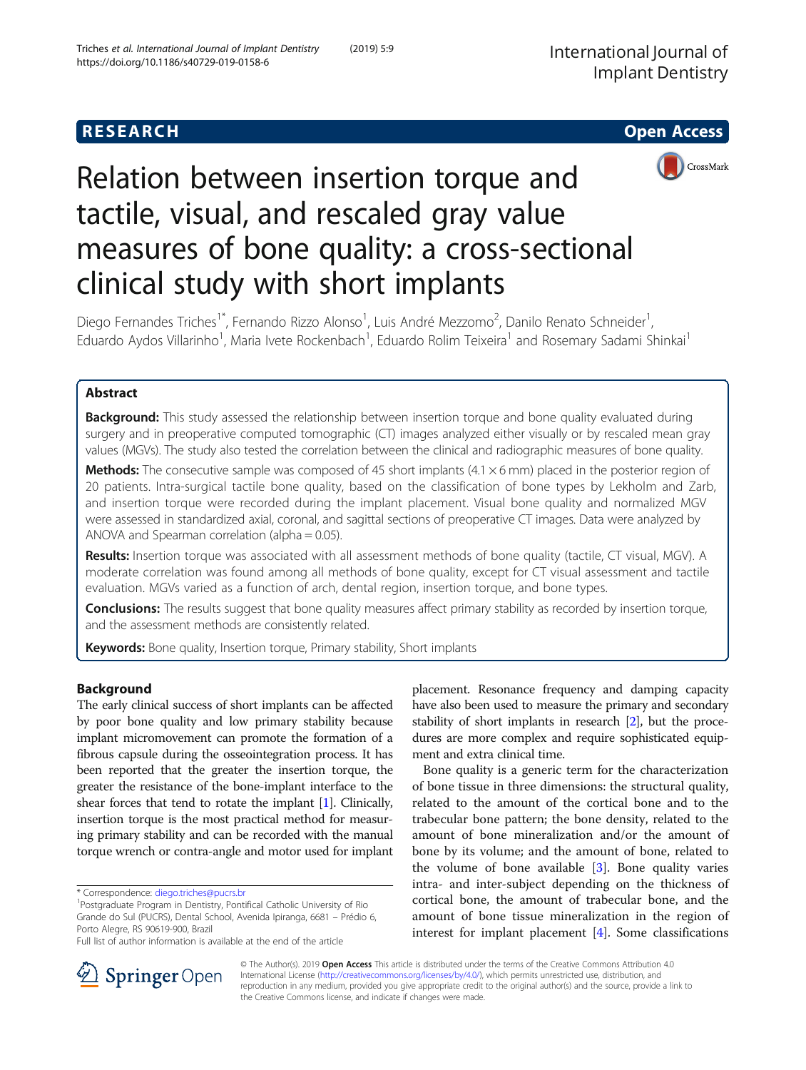RESEARCH Open Access

# Relation between insertion torque and tactile, visual, and rescaled gray value measures of bone quality: a cross-sectional clinical study with short implants

Diego Fernandes Triches[1*], Fernando Rizzo Alonso[1], Luis André Mezzomo[2], Danilo Renato Schneider[1], Eduardo Aydos Villarinho[1], Maria Ivete Rockenbach[1], Eduardo Rolim Teixeira[1] and Rosemary Sadami Shinkai[1]

## Abstract

**Background:** This study assessed the relationship between insertion torque and bone quality evaluated during surgery and in preoperative computed tomographic (CT) images analyzed either visually or by rescaled mean gray values (MGVs). The study also tested the correlation between the clinical and radiographic measures of bone quality.

**Methods:** The consecutive sample was composed of 45 short implants ($4.1 \times 6$ mm) placed in the posterior region of 20 patients. Intra-surgical tactile bone quality, based on the classification of bone types by Lekholm and Zarb, and insertion torque were recorded during the implant placement. Visual bone quality and normalized MGV were assessed in standardized axial, coronal, and sagittal sections of preoperative CT images. Data were analyzed by ANOVA and Spearman correlation (alpha = 0.05).

**Results:** Insertion torque was associated with all assessment methods of bone quality (tactile, CT visual, MGV). A moderate correlation was found among all methods of bone quality, except for CT visual assessment and tactile evaluation. MGVs varied as a function of arch, dental region, insertion torque, and bone types.

**Conclusions:** The results suggest that bone quality measures affect primary stability as recorded by insertion torque, and the assessment methods are consistently related.

**Keywords:** Bone quality, Insertion torque, Primary stability, Short implants

## Background

The early clinical success of short implants can be affected by poor bone quality and low primary stability because implant micromovement can promote the formation of a fibrous capsule during the osseointegration process. It has been reported that the greater the insertion torque, the greater the resistance of the bone-implant interface to the shear forces that tend to rotate the implant [1]. Clinically, insertion torque is the most practical method for measuring primary stability and can be recorded with the manual torque wrench or contra-angle and motor used for implant placement. Resonance frequency and damping capacity have also been used to measure the primary and secondary stability of short implants in research [2], but the procedures are more complex and require sophisticated equipment and extra clinical time.

Bone quality is a generic term for the characterization of bone tissue in three dimensions: the structural quality, related to the amount of the cortical bone and to the trabecular bone pattern; the bone density, related to the amount of bone mineralization and/or the amount of bone by its volume; and the amount of bone, related to the volume of bone available [3]. Bone quality varies intra- and inter-subject depending on the thickness of cortical bone, the amount of trabecular bone, and the amount of bone tissue mineralization in the region of interest for implant placement [4]. Some classifications

* Correspondence: diego.triches@pucrs.br
[1]Postgraduate Program in Dentistry, Pontifical Catholic University of Rio Grande do Sul (PUCRS), Dental School, Avenida Ipiranga, 6681 – Prédio 6, Porto Alegre, RS 90619-900, Brazil
Full list of author information is available at the end of the article

© The Author(s). 2019 **Open Access** This article is distributed under the terms of the Creative Commons Attribution 4.0 International License (http://creativecommons.org/licenses/by/4.0/), which permits unrestricted use, distribution, and reproduction in any medium, provided you give appropriate credit to the original author(s) and the source, provide a link to the Creative Commons license, and indicate if changes were made.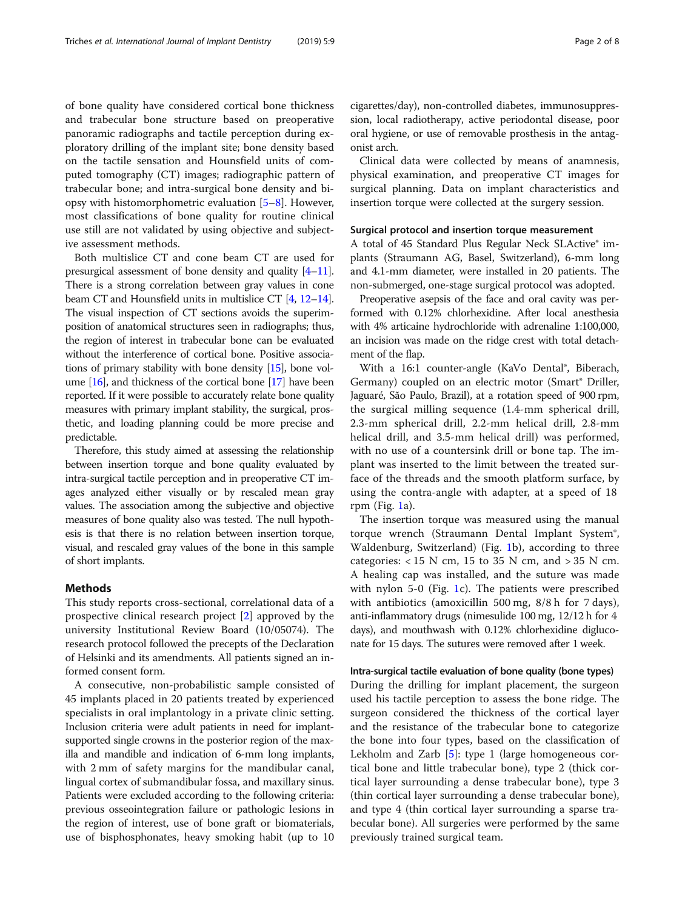of bone quality have considered cortical bone thickness and trabecular bone structure based on preoperative panoramic radiographs and tactile perception during exploratory drilling of the implant site; bone density based on the tactile sensation and Hounsfield units of computed tomography (CT) images; radiographic pattern of trabecular bone; and intra-surgical bone density and biopsy with histomorphometric evaluation [5–8]. However, most classifications of bone quality for routine clinical use still are not validated by using objective and subjective assessment methods.

Both multislice CT and cone beam CT are used for presurgical assessment of bone density and quality [4–11]. There is a strong correlation between gray values in cone beam CT and Hounsfield units in multislice CT [4, 12–14]. The visual inspection of CT sections avoids the superimposition of anatomical structures seen in radiographs; thus, the region of interest in trabecular bone can be evaluated without the interference of cortical bone. Positive associations of primary stability with bone density [15], bone volume [16], and thickness of the cortical bone [17] have been reported. If it were possible to accurately relate bone quality measures with primary implant stability, the surgical, prosthetic, and loading planning could be more precise and predictable.

Therefore, this study aimed at assessing the relationship between insertion torque and bone quality evaluated by intra-surgical tactile perception and in preoperative CT images analyzed either visually or by rescaled mean gray values. The association among the subjective and objective measures of bone quality also was tested. The null hypothesis is that there is no relation between insertion torque, visual, and rescaled gray values of the bone in this sample of short implants.

## Methods

This study reports cross-sectional, correlational data of a prospective clinical research project [2] approved by the university Institutional Review Board (10/05074). The research protocol followed the precepts of the Declaration of Helsinki and its amendments. All patients signed an informed consent form.

A consecutive, non-probabilistic sample consisted of 45 implants placed in 20 patients treated by experienced specialists in oral implantology in a private clinic setting. Inclusion criteria were adult patients in need for implant-supported single crowns in the posterior region of the maxilla and mandible and indication of 6-mm long implants, with 2 mm of safety margins for the mandibular canal, lingual cortex of submandibular fossa, and maxillary sinus. Patients were excluded according to the following criteria: previous osseointegration failure or pathologic lesions in the region of interest, use of bone graft or biomaterials, use of bisphosphonates, heavy smoking habit (up to 10 cigarettes/day), non-controlled diabetes, immunosuppression, local radiotherapy, active periodontal disease, poor oral hygiene, or use of removable prosthesis in the antagonist arch.

Clinical data were collected by means of anamnesis, physical examination, and preoperative CT images for surgical planning. Data on implant characteristics and insertion torque were collected at the surgery session.

### Surgical protocol and insertion torque measurement

A total of 45 Standard Plus Regular Neck SLActive® implants (Straumann AG, Basel, Switzerland), 6-mm long and 4.1-mm diameter, were installed in 20 patients. The non-submerged, one-stage surgical protocol was adopted.

Preoperative asepsis of the face and oral cavity was performed with 0.12% chlorhexidine. After local anesthesia with 4% articaine hydrochloride with adrenaline 1:100,000, an incision was made on the ridge crest with total detachment of the flap.

With a 16:1 counter-angle (KaVo Dental®, Biberach, Germany) coupled on an electric motor (Smart® Driller, Jaguaré, São Paulo, Brazil), at a rotation speed of 900 rpm, the surgical milling sequence (1.4-mm spherical drill, 2.3-mm spherical drill, 2.2-mm helical drill, 2.8-mm helical drill, and 3.5-mm helical drill) was performed, with no use of a countersink drill or bone tap. The implant was inserted to the limit between the treated surface of the threads and the smooth platform surface, by using the contra-angle with adapter, at a speed of 18 rpm (Fig. 1a).

The insertion torque was measured using the manual torque wrench (Straumann Dental Implant System®, Waldenburg, Switzerland) (Fig. 1b), according to three categories: < 15 N cm, 15 to 35 N cm, and > 35 N cm. A healing cap was installed, and the suture was made with nylon 5-0 (Fig. 1c). The patients were prescribed with antibiotics (amoxicillin 500 mg, 8/8 h for 7 days), anti-inflammatory drugs (nimesulide 100 mg, 12/12 h for 4 days), and mouthwash with 0.12% chlorhexidine digluconate for 15 days. The sutures were removed after 1 week.

### Intra-surgical tactile evaluation of bone quality (bone types)

During the drilling for implant placement, the surgeon used his tactile perception to assess the bone ridge. The surgeon considered the thickness of the cortical layer and the resistance of the trabecular bone to categorize the bone into four types, based on the classification of Lekholm and Zarb [5]: type 1 (large homogeneous cortical bone and little trabecular bone), type 2 (thick cortical layer surrounding a dense trabecular bone), type 3 (thin cortical layer surrounding a dense trabecular bone), and type 4 (thin cortical layer surrounding a sparse trabecular bone). All surgeries were performed by the same previously trained surgical team.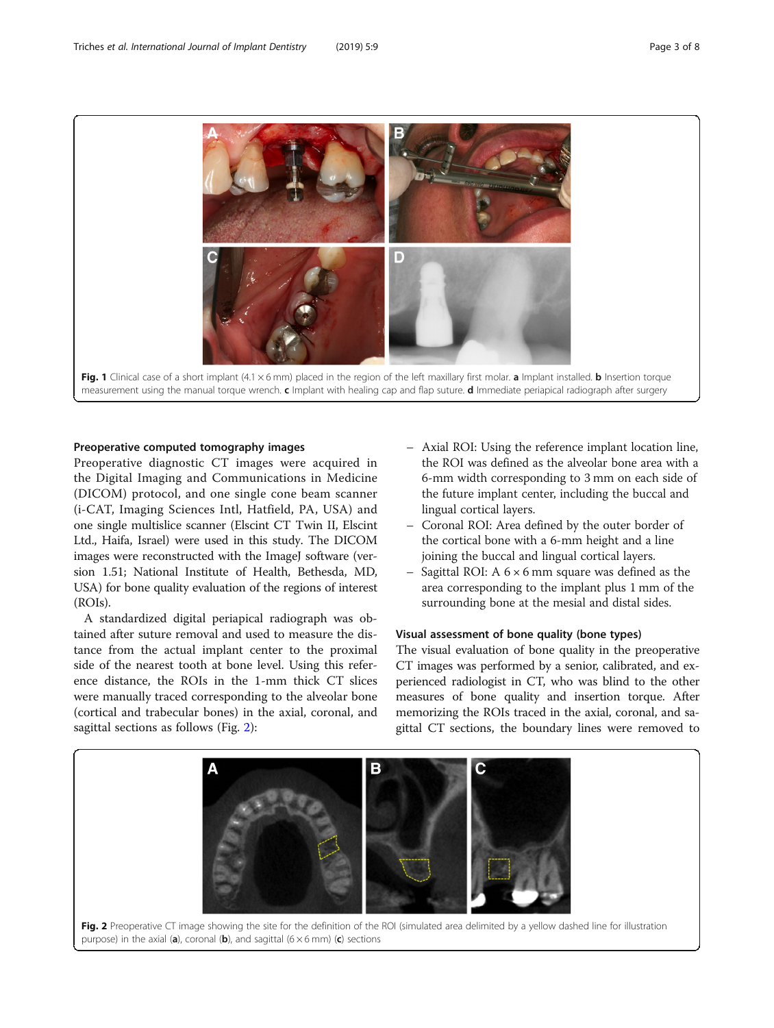Fig. 1 Clinical case of a short implant (4.1 × 6 mm) placed in the region of the left maxillary first molar. **a** Implant installed. **b** Insertion torque measurement using the manual torque wrench. **c** Implant with healing cap and flap suture. **d** Immediate periapical radiograph after surgery

### Preoperative computed tomography images

Preoperative diagnostic CT images were acquired in the Digital Imaging and Communications in Medicine (DICOM) protocol, and one single cone beam scanner (i-CAT, Imaging Sciences Intl, Hatfield, PA, USA) and one single multislice scanner (Elscint CT Twin II, Elscint Ltd., Haifa, Israel) were used in this study. The DICOM images were reconstructed with the ImageJ software (version 1.51; National Institute of Health, Bethesda, MD, USA) for bone quality evaluation of the regions of interest (ROIs).

A standardized digital periapical radiograph was obtained after suture removal and used to measure the distance from the actual implant center to the proximal side of the nearest tooth at bone level. Using this reference distance, the ROIs in the 1-mm thick CT slices were manually traced corresponding to the alveolar bone (cortical and trabecular bones) in the axial, coronal, and sagittal sections as follows (Fig. 2):

- Axial ROI: Using the reference implant location line, the ROI was defined as the alveolar bone area with a 6-mm width corresponding to 3 mm on each side of the future implant center, including the buccal and lingual cortical layers.
- Coronal ROI: Area defined by the outer border of the cortical bone with a 6-mm height and a line joining the buccal and lingual cortical layers.
- Sagittal ROI: A 6 × 6 mm square was defined as the area corresponding to the implant plus 1 mm of the surrounding bone at the mesial and distal sides.

### Visual assessment of bone quality (bone types)

The visual evaluation of bone quality in the preoperative CT images was performed by a senior, calibrated, and experienced radiologist in CT, who was blind to the other measures of bone quality and insertion torque. After memorizing the ROIs traced in the axial, coronal, and sagittal CT sections, the boundary lines were removed to

Fig. 2 Preoperative CT image showing the site for the definition of the ROI (simulated area delimited by a yellow dashed line for illustration purpose) in the axial (**a**), coronal (**b**), and sagittal (6 × 6 mm) (**c**) sections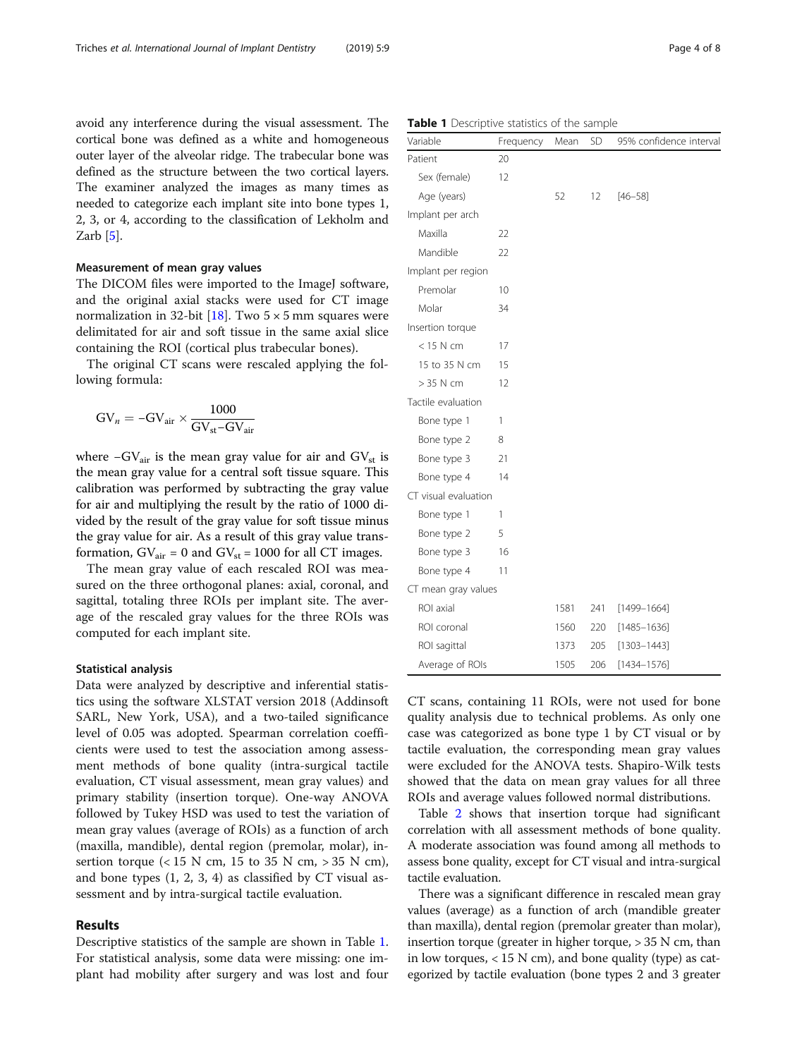avoid any interference during the visual assessment. The cortical bone was defined as a white and homogeneous outer layer of the alveolar ridge. The trabecular bone was defined as the structure between the two cortical layers. The examiner analyzed the images as many times as needed to categorize each implant site into bone types 1, 2, 3, or 4, according to the classification of Lekholm and Zarb [5].

### Measurement of mean gray values

The DICOM files were imported to the ImageJ software, and the original axial stacks were used for CT image normalization in 32-bit [18]. Two 5 × 5 mm squares were delimitated for air and soft tissue in the same axial slice containing the ROI (cortical plus trabecular bones).

The original CT scans were rescaled applying the following formula:

$$GV_n = -GV_{air} \times \frac{1000}{GV_{st} - GV_{air}}$$

where $-GV_{air}$ is the mean gray value for air and $GV_{st}$ is the mean gray value for a central soft tissue square. This calibration was performed by subtracting the gray value for air and multiplying the result by the ratio of 1000 divided by the result of the gray value for soft tissue minus the gray value for air. As a result of this gray value transformation, $GV_{air} = 0$ and $GV_{st} = 1000$ for all CT images.

The mean gray value of each rescaled ROI was measured on the three orthogonal planes: axial, coronal, and sagittal, totaling three ROIs per implant site. The average of the rescaled gray values for the three ROIs was computed for each implant site.

### Statistical analysis

Data were analyzed by descriptive and inferential statistics using the software XLSTAT version 2018 (Addinsoft SARL, New York, USA), and a two-tailed significance level of 0.05 was adopted. Spearman correlation coefficients were used to test the association among assessment methods of bone quality (intra-surgical tactile evaluation, CT visual assessment, mean gray values) and primary stability (insertion torque). One-way ANOVA followed by Tukey HSD was used to test the variation of mean gray values (average of ROIs) as a function of arch (maxilla, mandible), dental region (premolar, molar), insertion torque (< 15 N cm, 15 to 35 N cm, > 35 N cm), and bone types (1, 2, 3, 4) as classified by CT visual assessment and by intra-surgical tactile evaluation.

## Results

Descriptive statistics of the sample are shown in Table 1. For statistical analysis, some data were missing: one implant had mobility after surgery and was lost and four CT scans, containing 11 ROIs, were not used for bone quality analysis due to technical problems. As only one case was categorized as bone type 1 by CT visual or by tactile evaluation, the corresponding mean gray values were excluded for the ANOVA tests. Shapiro-Wilk tests showed that the data on mean gray values for all three ROIs and average values followed normal distributions.

Table 2 shows that insertion torque had significant correlation with all assessment methods of bone quality. A moderate association was found among all methods to assess bone quality, except for CT visual and intra-surgical tactile evaluation.

There was a significant difference in rescaled mean gray values (average) as a function of arch (mandible greater than maxilla), dental region (premolar greater than molar), insertion torque (greater in higher torque, > 35 N cm, than in low torques, < 15 N cm), and bone quality (type) as categorized by tactile evaluation (bone types 2 and 3 greater

**Table 1** Descriptive statistics of the sample

| Variable | Frequency | Mean | SD | 95% confidence interval |
|---|---|---|---|---|
| Patient | 20 | | | |
| Sex (female) | 12 | | | |
| Age (years) | | 52 | 12 | [46–58] |
| Implant per arch | | | | |
| Maxilla | 22 | | | |
| Mandible | 22 | | | |
| Implant per region | | | | |
| Premolar | 10 | | | |
| Molar | 34 | | | |
| Insertion torque | | | | |
| < 15 N cm | 17 | | | |
| 15 to 35 N cm | 15 | | | |
| > 35 N cm | 12 | | | |
| Tactile evaluation | | | | |
| Bone type 1 | 1 | | | |
| Bone type 2 | 8 | | | |
| Bone type 3 | 21 | | | |
| Bone type 4 | 14 | | | |
| CT visual evaluation | | | | |
| Bone type 1 | 1 | | | |
| Bone type 2 | 5 | | | |
| Bone type 3 | 16 | | | |
| Bone type 4 | 11 | | | |
| CT mean gray values | | | | |
| ROI axial | | 1581 | 241 | [1499–1664] |
| ROI coronal | | 1560 | 220 | [1485–1636] |
| ROI sagittal | | 1373 | 205 | [1303–1443] |
| Average of ROIs | | 1505 | 206 | [1434–1576] |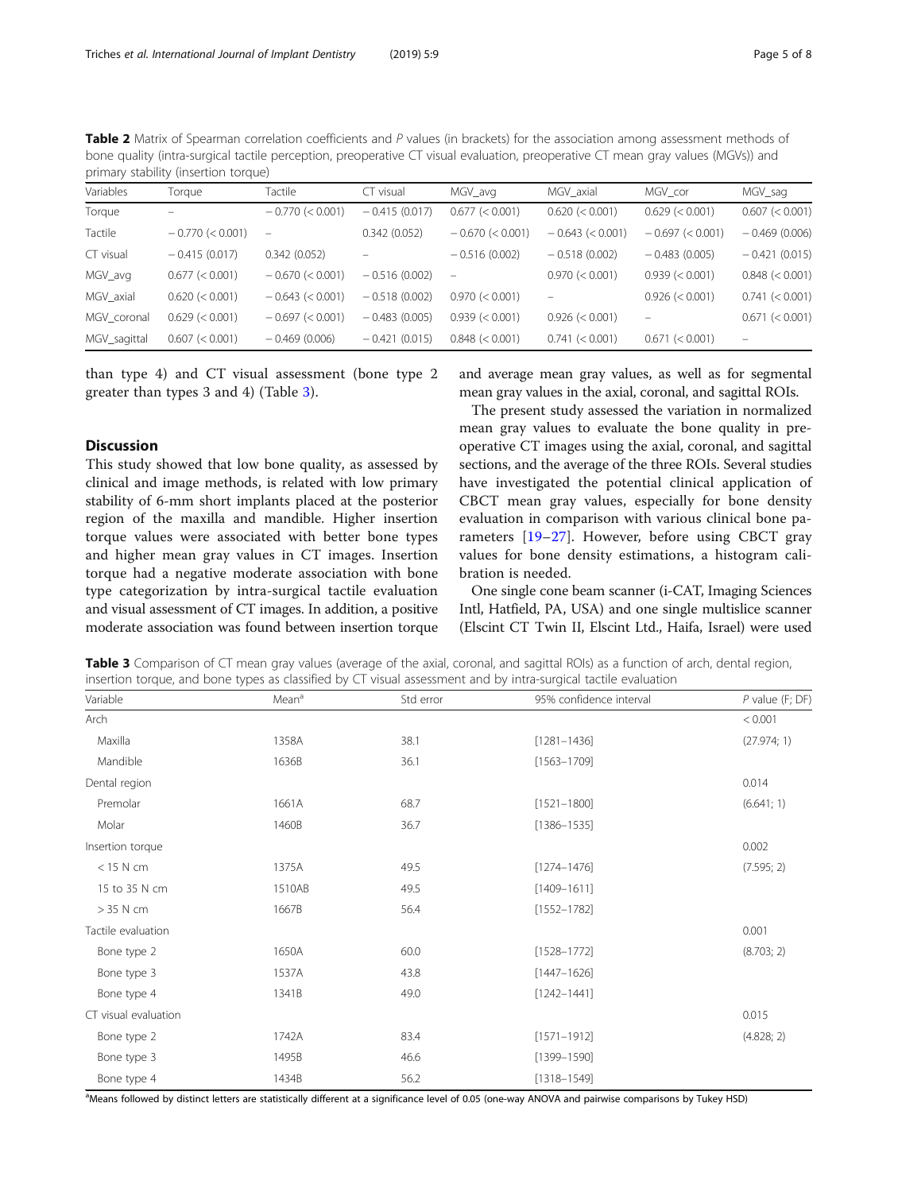**Table 2** Matrix of Spearman correlation coefficients and P values (in brackets) for the association among assessment methods of bone quality (intra-surgical tactile perception, preoperative CT visual evaluation, preoperative CT mean gray values (MGVs)) and primary stability (insertion torque)

| Variables | Torque | Tactile | CT visual | MGV_avg | MGV_axial | MGV_cor | MGV_sag |
|---|---|---|---|---|---|---|---|
| Torque | – | − 0.770 (< 0.001) | − 0.415 (0.017) | 0.677 (< 0.001) | 0.620 (< 0.001) | 0.629 (< 0.001) | 0.607 (< 0.001) |
| Tactile | − 0.770 (< 0.001) | – | 0.342 (0.052) | − 0.670 (< 0.001) | − 0.643 (< 0.001) | − 0.697 (< 0.001) | − 0.469 (0.006) |
| CT visual | − 0.415 (0.017) | 0.342 (0.052) | – | − 0.516 (0.002) | − 0.518 (0.002) | − 0.483 (0.005) | − 0.421 (0.015) |
| MGV_avg | 0.677 (< 0.001) | − 0.670 (< 0.001) | − 0.516 (0.002) | – | 0.970 (< 0.001) | 0.939 (< 0.001) | 0.848 (< 0.001) |
| MGV_axial | 0.620 (< 0.001) | − 0.643 (< 0.001) | − 0.518 (0.002) | 0.970 (< 0.001) | – | 0.926 (< 0.001) | 0.741 (< 0.001) |
| MGV_coronal | 0.629 (< 0.001) | − 0.697 (< 0.001) | − 0.483 (0.005) | 0.939 (< 0.001) | 0.926 (< 0.001) | – | 0.671 (< 0.001) |
| MGV_sagittal | 0.607 (< 0.001) | − 0.469 (0.006) | − 0.421 (0.015) | 0.848 (< 0.001) | 0.741 (< 0.001) | 0.671 (< 0.001) | – |

than type 4) and CT visual assessment (bone type 2 greater than types 3 and 4) (Table 3).

## Discussion

This study showed that low bone quality, as assessed by clinical and image methods, is related with low primary stability of 6-mm short implants placed at the posterior region of the maxilla and mandible. Higher insertion torque values were associated with better bone types and higher mean gray values in CT images. Insertion torque had a negative moderate association with bone type categorization by intra-surgical tactile evaluation and visual assessment of CT images. In addition, a positive moderate association was found between insertion torque and average mean gray values, as well as for segmental mean gray values in the axial, coronal, and sagittal ROIs.

The present study assessed the variation in normalized mean gray values to evaluate the bone quality in preoperative CT images using the axial, coronal, and sagittal sections, and the average of the three ROIs. Several studies have investigated the potential clinical application of CBCT mean gray values, especially for bone density evaluation in comparison with various clinical bone parameters [19–27]. However, before using CBCT gray values for bone density estimations, a histogram calibration is needed.

One single cone beam scanner (i-CAT, Imaging Sciences Intl, Hatfield, PA, USA) and one single multislice scanner (Elscint CT Twin II, Elscint Ltd., Haifa, Israel) were used

**Table 3** Comparison of CT mean gray values (average of the axial, coronal, and sagittal ROIs) as a function of arch, dental region, insertion torque, and bone types as classified by CT visual assessment and by intra-surgical tactile evaluation

| Variable | Mean[a] | Std error | 95% confidence interval | P value (F; DF) |
|---|---|---|---|---|
| Arch | | | | < 0.001 |
| Maxilla | 1358A | 38.1 | [1281–1436] | (27.974; 1) |
| Mandible | 1636B | 36.1 | [1563–1709] | |
| Dental region | | | | 0.014 |
| Premolar | 1661A | 68.7 | [1521–1800] | (6.641; 1) |
| Molar | 1460B | 36.7 | [1386–1535] | |
| Insertion torque | | | | 0.002 |
| < 15 N cm | 1375A | 49.5 | [1274–1476] | (7.595; 2) |
| 15 to 35 N cm | 1510AB | 49.5 | [1409–1611] | |
| > 35 N cm | 1667B | 56.4 | [1552–1782] | |
| Tactile evaluation | | | | 0.001 |
| Bone type 2 | 1650A | 60.0 | [1528–1772] | (8.703; 2) |
| Bone type 3 | 1537A | 43.8 | [1447–1626] | |
| Bone type 4 | 1341B | 49.0 | [1242–1441] | |
| CT visual evaluation | | | | 0.015 |
| Bone type 2 | 1742A | 83.4 | [1571–1912] | (4.828; 2) |
| Bone type 3 | 1495B | 46.6 | [1399–1590] | |
| Bone type 4 | 1434B | 56.2 | [1318–1549] | |

[a]Means followed by distinct letters are statistically different at a significance level of 0.05 (one-way ANOVA and pairwise comparisons by Tukey HSD)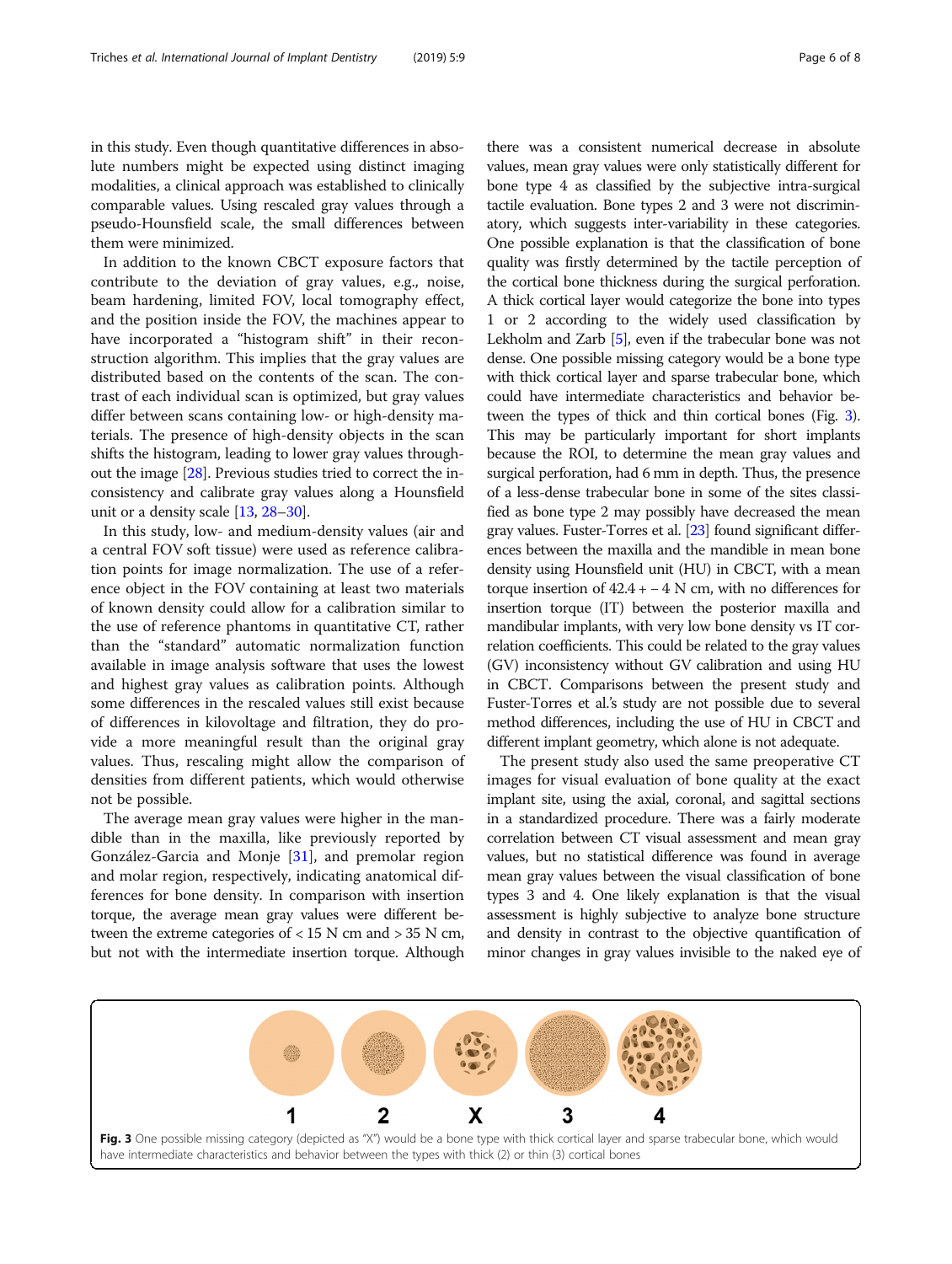in this study. Even though quantitative differences in absolute numbers might be expected using distinct imaging modalities, a clinical approach was established to clinically comparable values. Using rescaled gray values through a pseudo-Hounsfield scale, the small differences between them were minimized.

In addition to the known CBCT exposure factors that contribute to the deviation of gray values, e.g., noise, beam hardening, limited FOV, local tomography effect, and the position inside the FOV, the machines appear to have incorporated a "histogram shift" in their reconstruction algorithm. This implies that the gray values are distributed based on the contents of the scan. The contrast of each individual scan is optimized, but gray values differ between scans containing low- or high-density materials. The presence of high-density objects in the scan shifts the histogram, leading to lower gray values throughout the image [28]. Previous studies tried to correct the inconsistency and calibrate gray values along a Hounsfield unit or a density scale [13, 28–30].

In this study, low- and medium-density values (air and a central FOV soft tissue) were used as reference calibration points for image normalization. The use of a reference object in the FOV containing at least two materials of known density could allow for a calibration similar to the use of reference phantoms in quantitative CT, rather than the "standard" automatic normalization function available in image analysis software that uses the lowest and highest gray values as calibration points. Although some differences in the rescaled values still exist because of differences in kilovoltage and filtration, they do provide a more meaningful result than the original gray values. Thus, rescaling might allow the comparison of densities from different patients, which would otherwise not be possible.

The average mean gray values were higher in the mandible than in the maxilla, like previously reported by González-Garcia and Monje [31], and premolar region and molar region, respectively, indicating anatomical differences for bone density. In comparison with insertion torque, the average mean gray values were different between the extreme categories of < 15 N cm and > 35 N cm, but not with the intermediate insertion torque. Although there was a consistent numerical decrease in absolute values, mean gray values were only statistically different for bone type 4 as classified by the subjective intra-surgical tactile evaluation. Bone types 2 and 3 were not discriminatory, which suggests inter-variability in these categories. One possible explanation is that the classification of bone quality was firstly determined by the tactile perception of the cortical bone thickness during the surgical perforation. A thick cortical layer would categorize the bone into types 1 or 2 according to the widely used classification by Lekholm and Zarb [5], even if the trabecular bone was not dense. One possible missing category would be a bone type with thick cortical layer and sparse trabecular bone, which could have intermediate characteristics and behavior between the types of thick and thin cortical bones (Fig. 3). This may be particularly important for short implants because the ROI, to determine the mean gray values and surgical perforation, had 6 mm in depth. Thus, the presence of a less-dense trabecular bone in some of the sites classified as bone type 2 may possibly have decreased the mean gray values. Fuster-Torres et al. [23] found significant differences between the maxilla and the mandible in mean bone density using Hounsfield unit (HU) in CBCT, with a mean torque insertion of 42.4 + − 4 N cm, with no differences for insertion torque (IT) between the posterior maxilla and mandibular implants, with very low bone density vs IT correlation coefficients. This could be related to the gray values (GV) inconsistency without GV calibration and using HU in CBCT. Comparisons between the present study and Fuster-Torres et al.'s study are not possible due to several method differences, including the use of HU in CBCT and different implant geometry, which alone is not adequate.

The present study also used the same preoperative CT images for visual evaluation of bone quality at the exact implant site, using the axial, coronal, and sagittal sections in a standardized procedure. There was a fairly moderate correlation between CT visual assessment and mean gray values, but no statistical difference was found in average mean gray values between the visual classification of bone types 3 and 4. One likely explanation is that the visual assessment is highly subjective to analyze bone structure and density in contrast to the objective quantification of minor changes in gray values invisible to the naked eye of

**Fig. 3** One possible missing category (depicted as "X") would be a bone type with thick cortical layer and sparse trabecular bone, which would have intermediate characteristics and behavior between the types with thick (2) or thin (3) cortical bones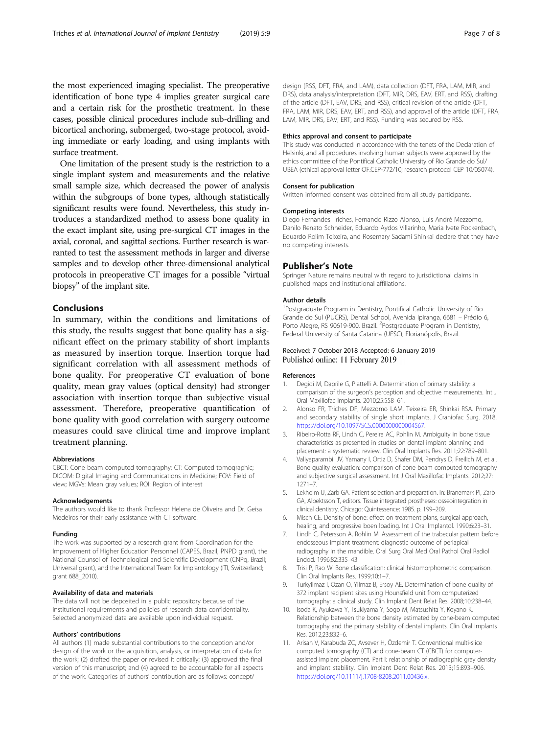the most experienced imaging specialist. The preoperative identification of bone type 4 implies greater surgical care and a certain risk for the prosthetic treatment. In these cases, possible clinical procedures include sub-drilling and bicortical anchoring, submerged, two-stage protocol, avoiding immediate or early loading, and using implants with surface treatment.

One limitation of the present study is the restriction to a single implant system and measurements and the relative small sample size, which decreased the power of analysis within the subgroups of bone types, although statistically significant results were found. Nevertheless, this study introduces a standardized method to assess bone quality in the exact implant site, using pre-surgical CT images in the axial, coronal, and sagittal sections. Further research is warranted to test the assessment methods in larger and diverse samples and to develop other three-dimensional analytical protocols in preoperative CT images for a possible "virtual biopsy" of the implant site.

## Conclusions

In summary, within the conditions and limitations of this study, the results suggest that bone quality has a significant effect on the primary stability of short implants as measured by insertion torque. Insertion torque had significant correlation with all assessment methods of bone quality. For preoperative CT evaluation of bone quality, mean gray values (optical density) had stronger association with insertion torque than subjective visual assessment. Therefore, preoperative quantification of bone quality with good correlation with surgery outcome measures could save clinical time and improve implant treatment planning.

#### Abbreviations

CBCT: Cone beam computed tomography; CT: Computed tomographic; DICOM: Digital Imaging and Communications in Medicine; FOV: Field of view; MGVs: Mean gray values; ROI: Region of interest

#### Acknowledgements

The authors would like to thank Professor Helena de Oliveira and Dr. Geisa Medeiros for their early assistance with CT software.

#### Funding

The work was supported by a research grant from Coordination for the Improvement of Higher Education Personnel (CAPES, Brazil; PNPD grant), the National Counsel of Technological and Scientific Development (CNPq, Brazil; Universal grant), and the International Team for Implantology (ITI, Switzerland; grant 688_2010).

#### Availability of data and materials

The data will not be deposited in a public repository because of the institutional requirements and policies of research data confidentiality. Selected anonymized data are available upon individual request.

#### Authors' contributions

All authors (1) made substantial contributions to the conception and/or design of the work or the acquisition, analysis, or interpretation of data for the work; (2) drafted the paper or revised it critically; (3) approved the final version of this manuscript; and (4) agreed to be accountable for all aspects of the work. Categories of authors' contribution are as follows: concept/design (RSS, DFT, FRA, and LAM), data collection (DFT, FRA, LAM, MIR, and DRS), data analysis/interpretation (DFT, MIR, DRS, EAV, ERT, and RSS), drafting of the article (DFT, EAV, DRS, and RSS), critical revision of the article (DFT, FRA, LAM, MIR, DRS, EAV, ERT, and RSS), and approval of the article (DFT, FRA, LAM, MIR, DRS, EAV, ERT, and RSS). Funding was secured by RSS.

#### Ethics approval and consent to participate

This study was conducted in accordance with the tenets of the Declaration of Helsinki, and all procedures involving human subjects were approved by the ethics committee of the Pontifical Catholic University of Rio Grande do Sul/UBEA (ethical approval letter OF.CEP-772/10; research protocol CEP 10/05074).

#### Consent for publication

Written informed consent was obtained from all study participants.

#### Competing interests

Diego Fernandes Triches, Fernando Rizzo Alonso, Luis André Mezzomo, Danilo Renato Schneider, Eduardo Aydos Villarinho, Maria Ivete Rockenbach, Eduardo Rolim Teixeira, and Rosemary Sadami Shinkai declare that they have no competing interests.

## Publisher's Note

Springer Nature remains neutral with regard to jurisdictional claims in published maps and institutional affiliations.

#### Author details

[1]Postgraduate Program in Dentistry, Pontifical Catholic University of Rio Grande do Sul (PUCRS), Dental School, Avenida Ipiranga, 6681 – Prédio 6, Porto Alegre, RS 90619-900, Brazil. [2]Postgraduate Program in Dentistry, Federal University of Santa Catarina (UFSC), Florianópolis, Brazil.

Received: 7 October 2018 Accepted: 6 January 2019
Published online: 11 February 2019

#### References

1. Degidi M, Daprile G, Piattelli A. Determination of primary stability: a comparison of the surgeon's perception and objective measurements. Int J Oral Maxillofac Implants. 2010;25:558–61.
2. Alonso FR, Triches DF, Mezzomo LAM, Teixeira ER, Shinkai RSA. Primary and secondary stability of single short implants. J Craniofac Surg. 2018. https://doi.org/10.1097/SCS.0000000000004567.
3. Ribeiro-Rotta RF, Lindh C, Pereira AC, Rohlin M. Ambiguity in bone tissue characteristics as presented in studies on dental implant planning and placement: a systematic review. Clin Oral Implants Res. 2011;22:789–801.
4. Valiyaparambil JV, Yamany I, Ortiz D, Shafer DM, Pendrys D, Freilich M, et al. Bone quality evaluation: comparison of cone beam computed tomography and subjective surgical assessment. Int J Oral Maxillofac Implants. 2012;27:1271–7.
5. Lekholm U, Zarb GA. Patient selection and preparation. In: Branemark PI, Zarb GA, Albektsson T, editors. Tissue integrated prostheses: osseointegration in clinical dentistry. Chicago: Quintessence; 1985. p. 199–209.
6. Misch CE. Density of bone: effect on treatment plans, surgical approach, healing, and progressive boen loading. Int J Oral Implantol. 1990;6:23–31.
7. Lindh C, Petersson A, Rohlin M. Assessment of the trabecular pattern before endosseous implant treatment: diagnostic outcome of periapical radiography in the mandible. Oral Surg Oral Med Oral Pathol Oral Radiol Endod. 1996;82:335–43.
8. Trisi P, Rao W. Bone classification: clinical histomorphometric comparison. Clin Oral Implants Res. 1999;10:1–7.
9. Turkyilmaz I, Ozan O, Yilmaz B, Ersoy AE. Determination of bone quality of 372 implant recipient sites using Hounsfield unit from computerized tomography: a clinical study. Clin Implant Dent Relat Res. 2008;10:238–44.
10. Isoda K, Ayukawa Y, Tsukiyama Y, Sogo M, Matsushita Y, Koyano K. Relationship between the bone density estimated by cone-beam computed tomography and the primary stability of dental implants. Clin Oral Implants Res. 2012;23:832–6.
11. Arisan V, Karabuda ZC, Avsever H, Özdemir T. Conventional multi-slice computed tomography (CT) and cone-beam CT (CBCT) for computer-assisted implant placement. Part I: relationship of radiographic gray density and implant stability. Clin Implant Dent Relat Res. 2013;15:893–906. https://doi.org/10.1111/j.1708-8208.2011.00436.x.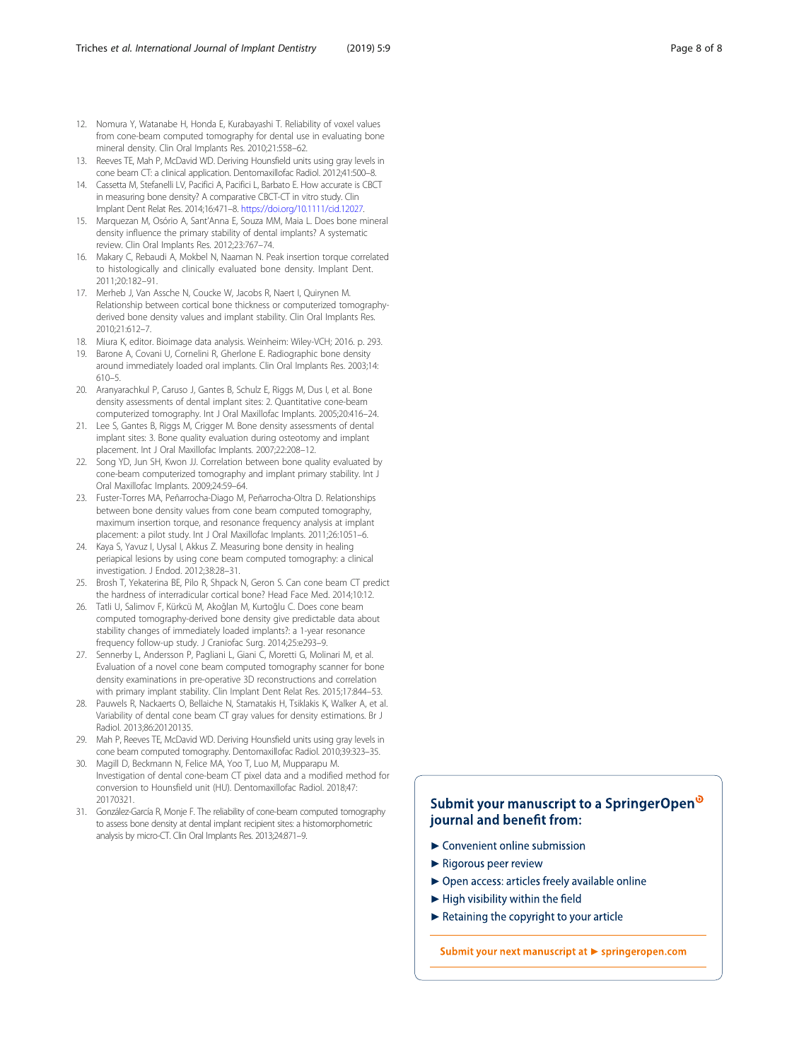12. Nomura Y, Watanabe H, Honda E, Kurabayashi T. Reliability of voxel values from cone-beam computed tomography for dental use in evaluating bone mineral density. Clin Oral Implants Res. 2010;21:558–62.
13. Reeves TE, Mah P, McDavid WD. Deriving Hounsfield units using gray levels in cone beam CT: a clinical application. Dentomaxillofac Radiol. 2012;41:500–8.
14. Cassetta M, Stefanelli LV, Pacifici A, Pacifici L, Barbato E. How accurate is CBCT in measuring bone density? A comparative CBCT-CT in vitro study. Clin Implant Dent Relat Res. 2014;16:471–8. https://doi.org/10.1111/cid.12027.
15. Marquezan M, Osório A, Sant'Anna E, Souza MM, Maia L. Does bone mineral density influence the primary stability of dental implants? A systematic review. Clin Oral Implants Res. 2012;23:767–74.
16. Makary C, Rebaudi A, Mokbel N, Naaman N. Peak insertion torque correlated to histologically and clinically evaluated bone density. Implant Dent. 2011;20:182–91.
17. Merheb J, Van Assche N, Coucke W, Jacobs R, Naert I, Quirynen M. Relationship between cortical bone thickness or computerized tomography-derived bone density values and implant stability. Clin Oral Implants Res. 2010;21:612–7.
18. Miura K, editor. Bioimage data analysis. Weinheim: Wiley-VCH; 2016. p. 293.
19. Barone A, Covani U, Cornelini R, Gherlone E. Radiographic bone density around immediately loaded oral implants. Clin Oral Implants Res. 2003;14:610–5.
20. Aranyarachkul P, Caruso J, Gantes B, Schulz E, Riggs M, Dus I, et al. Bone density assessments of dental implant sites: 2. Quantitative cone-beam computerized tomography. Int J Oral Maxillofac Implants. 2005;20:416–24.
21. Lee S, Gantes B, Riggs M, Crigger M. Bone density assessments of dental implant sites: 3. Bone quality evaluation during osteotomy and implant placement. Int J Oral Maxillofac Implants. 2007;22:208–12.
22. Song YD, Jun SH, Kwon JJ. Correlation between bone quality evaluated by cone-beam computerized tomography and implant primary stability. Int J Oral Maxillofac Implants. 2009;24:59–64.
23. Fuster-Torres MA, Peñarrocha-Diago M, Peñarrocha-Oltra D. Relationships between bone density values from cone beam computed tomography, maximum insertion torque, and resonance frequency analysis at implant placement: a pilot study. Int J Oral Maxillofac Implants. 2011;26:1051–6.
24. Kaya S, Yavuz I, Uysal I, Akkus Z. Measuring bone density in healing periapical lesions by using cone beam computed tomography: a clinical investigation. J Endod. 2012;38:28–31.
25. Brosh T, Yekaterina BE, Pilo R, Shpack N, Geron S. Can cone beam CT predict the hardness of interradicular cortical bone? Head Face Med. 2014;10:12.
26. Tatli U, Salimov F, Kürkcü M, Akoğlan M, Kurtoğlu C. Does cone beam computed tomography-derived bone density give predictable data about stability changes of immediately loaded implants?: a 1-year resonance frequency follow-up study. J Craniofac Surg. 2014;25:e293–9.
27. Sennerby L, Andersson P, Pagliani L, Giani C, Moretti G, Molinari M, et al. Evaluation of a novel cone beam computed tomography scanner for bone density examinations in pre-operative 3D reconstructions and correlation with primary implant stability. Clin Implant Dent Relat Res. 2015;17:844–53.
28. Pauwels R, Nackaerts O, Bellaiche N, Stamatakis H, Tsiklakis K, Walker A, et al. Variability of dental cone beam CT gray values for density estimations. Br J Radiol. 2013;86:20120135.
29. Mah P, Reeves TE, McDavid WD. Deriving Hounsfield units using gray levels in cone beam computed tomography. Dentomaxillofac Radiol. 2010;39:323–35.
30. Magill D, Beckmann N, Felice MA, Yoo T, Luo M, Mupparapu M. Investigation of dental cone-beam CT pixel data and a modified method for conversion to Hounsfield unit (HU). Dentomaxillofac Radiol. 2018;47:20170321.
31. González-García R, Monje F. The reliability of cone-beam computed tomography to assess bone density at dental implant recipient sites: a histomorphometric analysis by micro-CT. Clin Oral Implants Res. 2013;24:871–9.

**Submit your manuscript to a SpringerOpen journal and benefit from:**

- ► Convenient online submission
- ► Rigorous peer review
- ► Open access: articles freely available online
- ► High visibility within the field
- ► Retaining the copyright to your article

**Submit your next manuscript at ► springeropen.com**